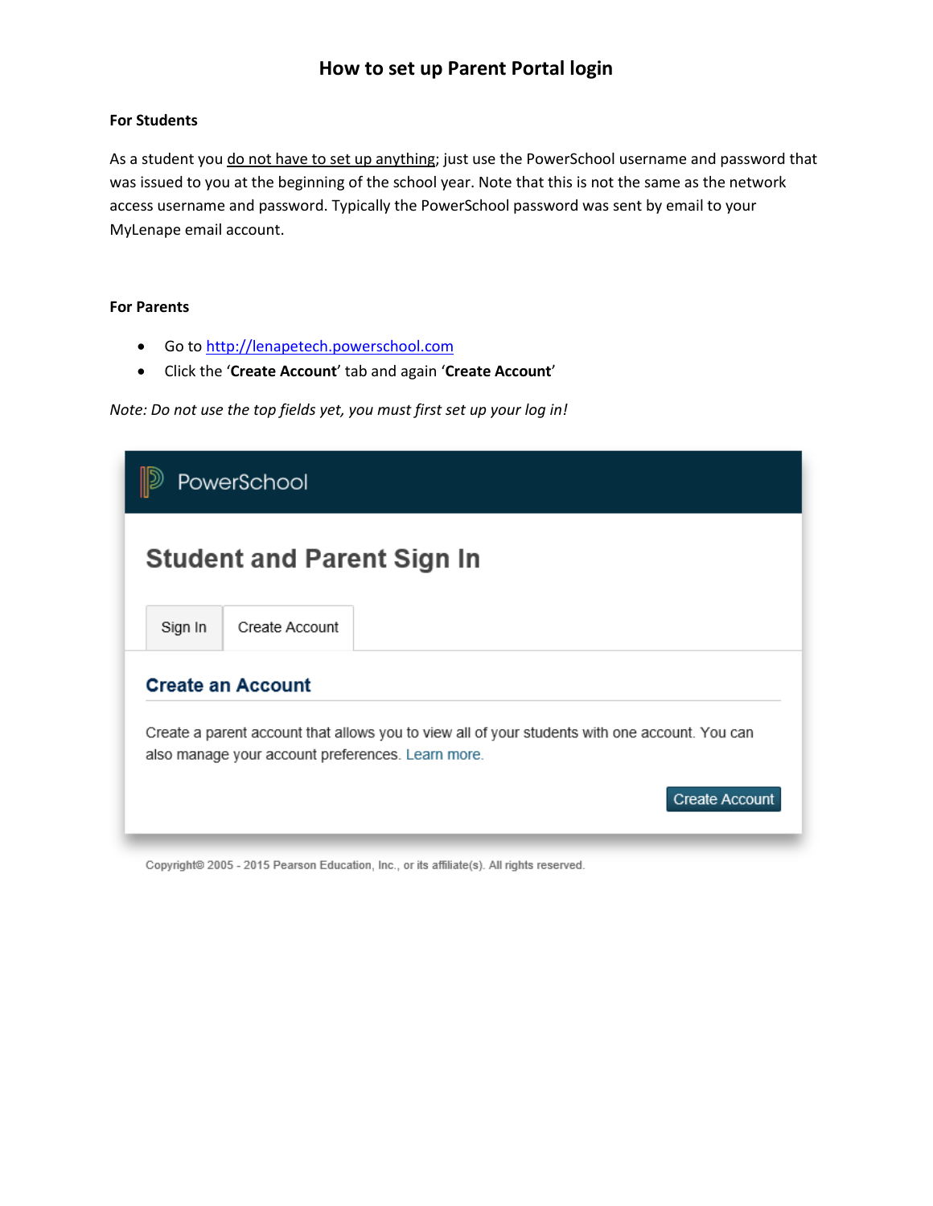# How to set up Parent Portal login

**For Students**

As a student you do not have to set up anything; just use the PowerSchool username and password that was issued to you at the beginning of the school year. Note that this is not the same as the network access username and password. Typically the PowerSchool password was sent by email to your MyLenape email account.

**For Parents**

- Go to [http://lenapetech.powerschool.com](http://lenapetech.powerschool.com)
- Click the '**Create Account**' tab and again '**Create Account**'

*Note: Do not use the top fields yet, you must first set up your log in!*

PowerSchool

## Student and Parent Sign In

Sign In | Create Account

### Create an Account

Create a parent account that allows you to view all of your students with one account. You can also manage your account preferences. Learn more.

Create Account

Copyright© 2005 - 2015 Pearson Education, Inc., or its affiliate(s). All rights reserved.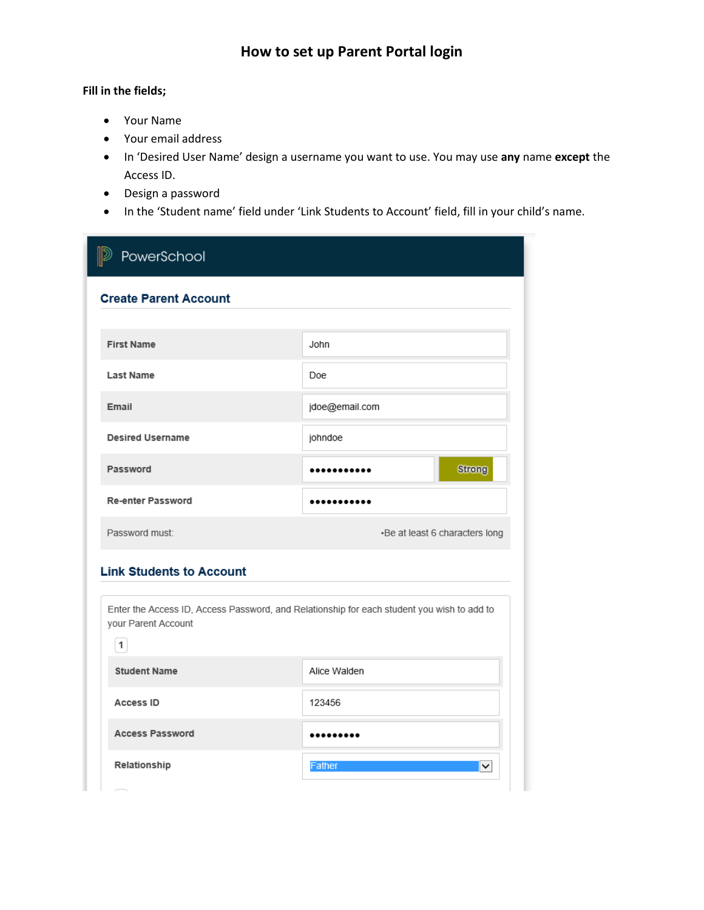# How to set up Parent Portal login

**Fill in the fields;**

- Your Name
- Your email address
- In 'Desired User Name' design a username you want to use. You may use **any** name **except** the Access ID.
- Design a password
- In the 'Student name' field under 'Link Students to Account' field, fill in your child's name.

PowerSchool

## Create Parent Account

| | |
|---|---|
| First Name | John |
| Last Name | Doe |
| Email | jdoe@email.com |
| Desired Username | johndoe |
| Password | ●●●●●●●●●●● Strong |
| Re-enter Password | ●●●●●●●●●●● |
| Password must: | •Be at least 6 characters long |

## Link Students to Account

Enter the Access ID, Access Password, and Relationship for each student you wish to add to your Parent Account

1

| | |
|---|---|
| Student Name | Alice Walden |
| Access ID | 123456 |
| Access Password | ●●●●●●●●● |
| Relationship | Father |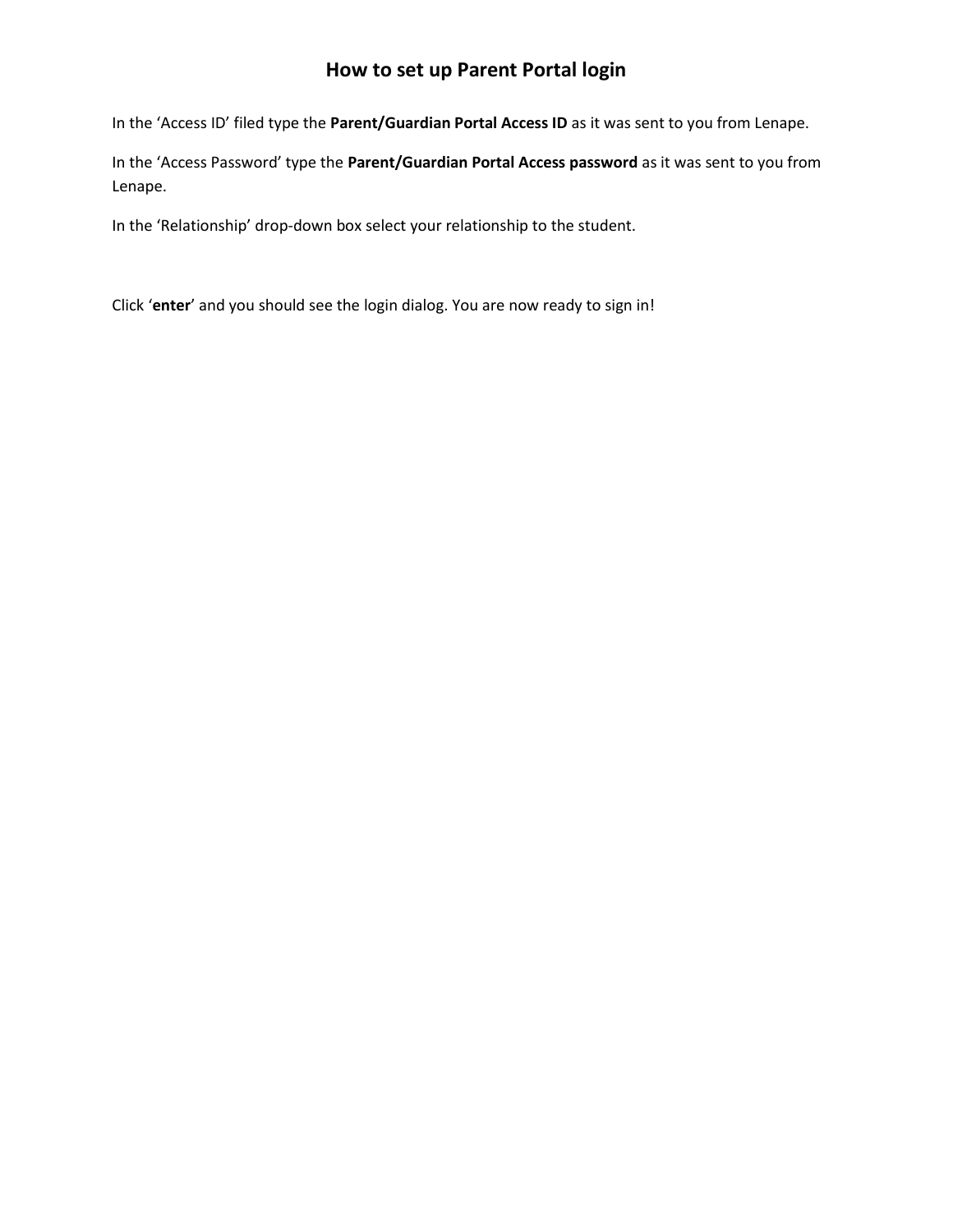# How to set up Parent Portal login

In the 'Access ID' filed type the **Parent/Guardian Portal Access ID** as it was sent to you from Lenape.

In the 'Access Password' type the **Parent/Guardian Portal Access password** as it was sent to you from Lenape.

In the 'Relationship' drop-down box select your relationship to the student.

Click '**enter**' and you should see the login dialog. You are now ready to sign in!